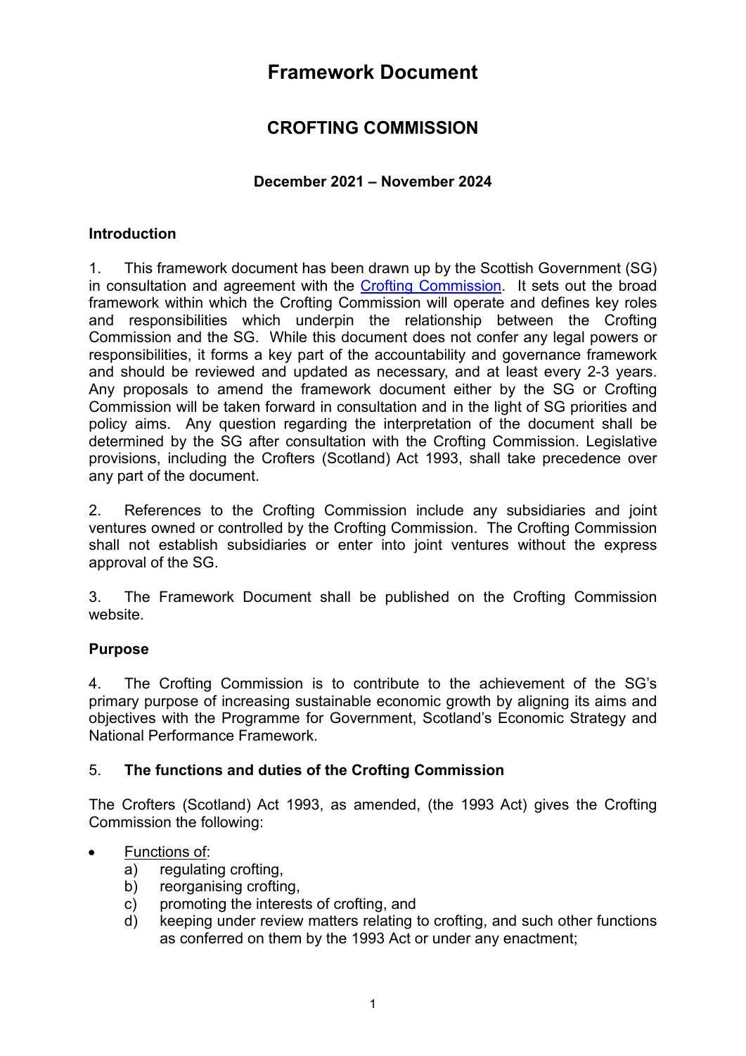# Framework Document

## CROFTING COMMISSION

### December 2021 – November 2024

**Introduction**

1. This framework document has been drawn up by the Scottish Government (SG) in consultation and agreement with the [Crofting Commission](). It sets out the broad framework within which the Crofting Commission will operate and defines key roles and responsibilities which underpin the relationship between the Crofting Commission and the SG. While this document does not confer any legal powers or responsibilities, it forms a key part of the accountability and governance framework and should be reviewed and updated as necessary, and at least every 2-3 years. Any proposals to amend the framework document either by the SG or Crofting Commission will be taken forward in consultation and in the light of SG priorities and policy aims. Any question regarding the interpretation of the document shall be determined by the SG after consultation with the Crofting Commission. Legislative provisions, including the Crofters (Scotland) Act 1993, shall take precedence over any part of the document.

2. References to the Crofting Commission include any subsidiaries and joint ventures owned or controlled by the Crofting Commission. The Crofting Commission shall not establish subsidiaries or enter into joint ventures without the express approval of the SG.

3. The Framework Document shall be published on the Crofting Commission website.

**Purpose**

4. The Crofting Commission is to contribute to the achievement of the SG's primary purpose of increasing sustainable economic growth by aligning its aims and objectives with the Programme for Government, Scotland's Economic Strategy and National Performance Framework.

5. **The functions and duties of the Crofting Commission**

The Crofters (Scotland) Act 1993, as amended, (the 1993 Act) gives the Crofting Commission the following:

- Functions of:
  a) regulating crofting,
  b) reorganising crofting,
  c) promoting the interests of crofting, and
  d) keeping under review matters relating to crofting, and such other functions as conferred on them by the 1993 Act or under any enactment;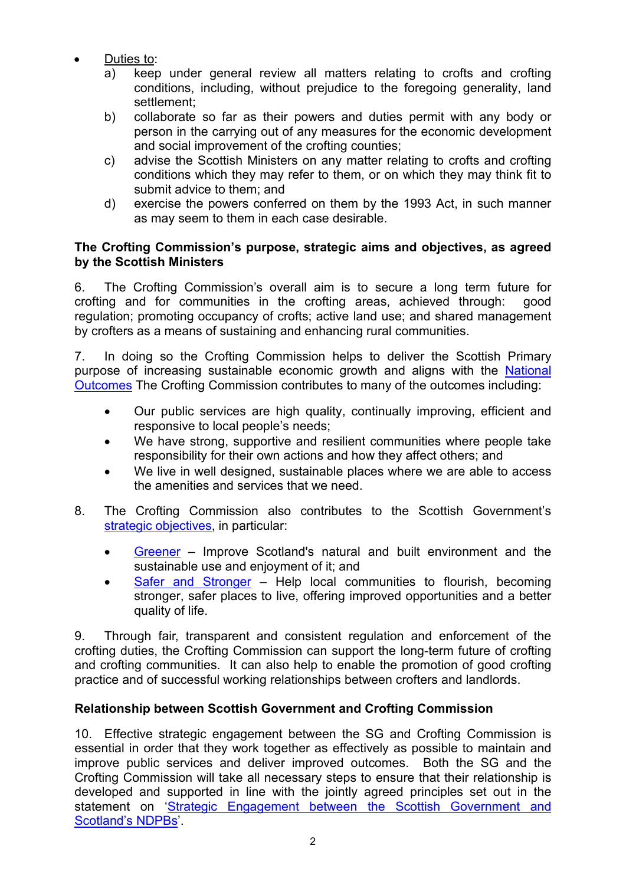- Duties to:
  a) keep under general review all matters relating to crofts and crofting conditions, including, without prejudice to the foregoing generality, land settlement;
  b) collaborate so far as their powers and duties permit with any body or person in the carrying out of any measures for the economic development and social improvement of the crofting counties;
  c) advise the Scottish Ministers on any matter relating to crofts and crofting conditions which they may refer to them, or on which they may think fit to submit advice to them; and
  d) exercise the powers conferred on them by the 1993 Act, in such manner as may seem to them in each case desirable.

**The Crofting Commission's purpose, strategic aims and objectives, as agreed by the Scottish Ministers**

6. The Crofting Commission's overall aim is to secure a long term future for crofting and for communities in the crofting areas, achieved through: good regulation; promoting occupancy of crofts; active land use; and shared management by crofters as a means of sustaining and enhancing rural communities.

7. In doing so the Crofting Commission helps to deliver the Scottish Primary purpose of increasing sustainable economic growth and aligns with the National Outcomes The Crofting Commission contributes to many of the outcomes including:

- Our public services are high quality, continually improving, efficient and responsive to local people's needs;
- We have strong, supportive and resilient communities where people take responsibility for their own actions and how they affect others; and
- We live in well designed, sustainable places where we are able to access the amenities and services that we need.

8. The Crofting Commission also contributes to the Scottish Government's strategic objectives, in particular:

- Greener – Improve Scotland's natural and built environment and the sustainable use and enjoyment of it; and
- Safer and Stronger – Help local communities to flourish, becoming stronger, safer places to live, offering improved opportunities and a better quality of life.

9. Through fair, transparent and consistent regulation and enforcement of the crofting duties, the Crofting Commission can support the long-term future of crofting and crofting communities. It can also help to enable the promotion of good crofting practice and of successful working relationships between crofters and landlords.

**Relationship between Scottish Government and Crofting Commission**

10. Effective strategic engagement between the SG and Crofting Commission is essential in order that they work together as effectively as possible to maintain and improve public services and deliver improved outcomes. Both the SG and the Crofting Commission will take all necessary steps to ensure that their relationship is developed and supported in line with the jointly agreed principles set out in the statement on 'Strategic Engagement between the Scottish Government and Scotland's NDPBs'.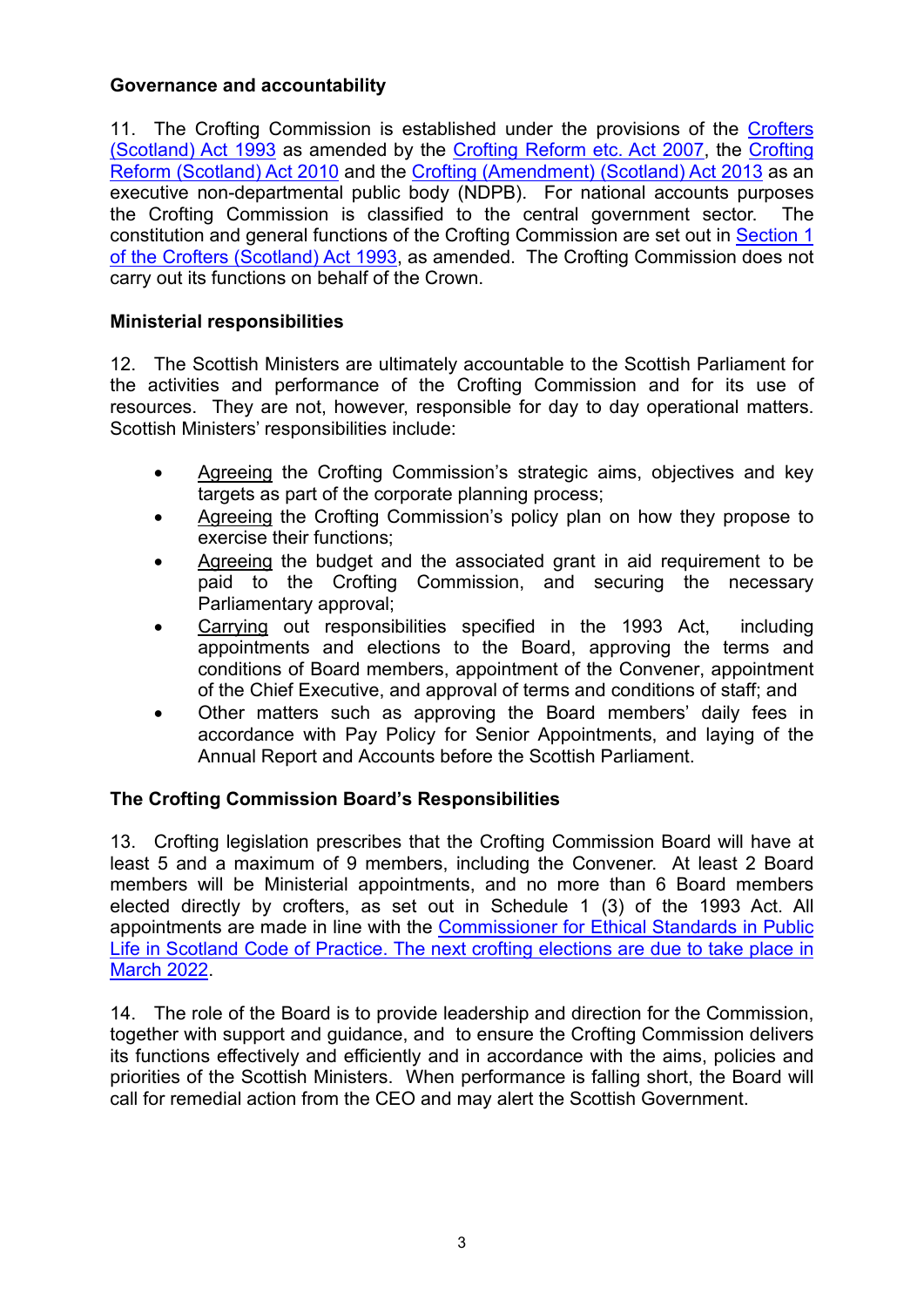**Governance and accountability**

11. The Crofting Commission is established under the provisions of the Crofters (Scotland) Act 1993 as amended by the Crofting Reform etc. Act 2007, the Crofting Reform (Scotland) Act 2010 and the Crofting (Amendment) (Scotland) Act 2013 as an executive non-departmental public body (NDPB). For national accounts purposes the Crofting Commission is classified to the central government sector. The constitution and general functions of the Crofting Commission are set out in Section 1 of the Crofters (Scotland) Act 1993, as amended. The Crofting Commission does not carry out its functions on behalf of the Crown.

**Ministerial responsibilities**

12. The Scottish Ministers are ultimately accountable to the Scottish Parliament for the activities and performance of the Crofting Commission and for its use of resources. They are not, however, responsible for day to day operational matters. Scottish Ministers' responsibilities include:

- Agreeing the Crofting Commission's strategic aims, objectives and key targets as part of the corporate planning process;
- Agreeing the Crofting Commission's policy plan on how they propose to exercise their functions;
- Agreeing the budget and the associated grant in aid requirement to be paid to the Crofting Commission, and securing the necessary Parliamentary approval;
- Carrying out responsibilities specified in the 1993 Act, including appointments and elections to the Board, approving the terms and conditions of Board members, appointment of the Convener, appointment of the Chief Executive, and approval of terms and conditions of staff; and
- Other matters such as approving the Board members' daily fees in accordance with Pay Policy for Senior Appointments, and laying of the Annual Report and Accounts before the Scottish Parliament.

**The Crofting Commission Board's Responsibilities**

13. Crofting legislation prescribes that the Crofting Commission Board will have at least 5 and a maximum of 9 members, including the Convener. At least 2 Board members will be Ministerial appointments, and no more than 6 Board members elected directly by crofters, as set out in Schedule 1 (3) of the 1993 Act. All appointments are made in line with the Commissioner for Ethical Standards in Public Life in Scotland Code of Practice. The next crofting elections are due to take place in March 2022.

14. The role of the Board is to provide leadership and direction for the Commission, together with support and guidance, and to ensure the Crofting Commission delivers its functions effectively and efficiently and in accordance with the aims, policies and priorities of the Scottish Ministers. When performance is falling short, the Board will call for remedial action from the CEO and may alert the Scottish Government.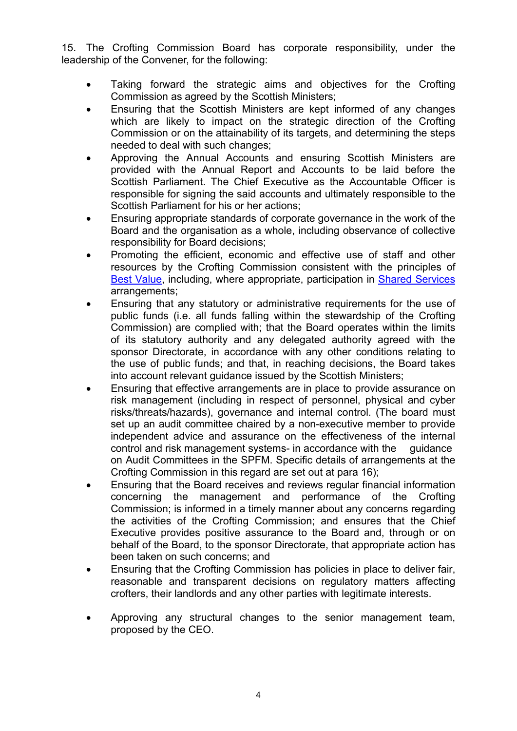15. The Crofting Commission Board has corporate responsibility, under the leadership of the Convener, for the following:

- Taking forward the strategic aims and objectives for the Crofting Commission as agreed by the Scottish Ministers;
- Ensuring that the Scottish Ministers are kept informed of any changes which are likely to impact on the strategic direction of the Crofting Commission or on the attainability of its targets, and determining the steps needed to deal with such changes;
- Approving the Annual Accounts and ensuring Scottish Ministers are provided with the Annual Report and Accounts to be laid before the Scottish Parliament. The Chief Executive as the Accountable Officer is responsible for signing the said accounts and ultimately responsible to the Scottish Parliament for his or her actions;
- Ensuring appropriate standards of corporate governance in the work of the Board and the organisation as a whole, including observance of collective responsibility for Board decisions;
- Promoting the efficient, economic and effective use of staff and other resources by the Crofting Commission consistent with the principles of Best Value, including, where appropriate, participation in Shared Services arrangements;
- Ensuring that any statutory or administrative requirements for the use of public funds (i.e. all funds falling within the stewardship of the Crofting Commission) are complied with; that the Board operates within the limits of its statutory authority and any delegated authority agreed with the sponsor Directorate, in accordance with any other conditions relating to the use of public funds; and that, in reaching decisions, the Board takes into account relevant guidance issued by the Scottish Ministers;
- Ensuring that effective arrangements are in place to provide assurance on risk management (including in respect of personnel, physical and cyber risks/threats/hazards), governance and internal control. (The board must set up an audit committee chaired by a non-executive member to provide independent advice and assurance on the effectiveness of the internal control and risk management systems- in accordance with the guidance on Audit Committees in the SPFM. Specific details of arrangements at the Crofting Commission in this regard are set out at para 16);
- Ensuring that the Board receives and reviews regular financial information concerning the management and performance of the Crofting Commission; is informed in a timely manner about any concerns regarding the activities of the Crofting Commission; and ensures that the Chief Executive provides positive assurance to the Board and, through or on behalf of the Board, to the sponsor Directorate, that appropriate action has been taken on such concerns; and
- Ensuring that the Crofting Commission has policies in place to deliver fair, reasonable and transparent decisions on regulatory matters affecting crofters, their landlords and any other parties with legitimate interests.
- Approving any structural changes to the senior management team, proposed by the CEO.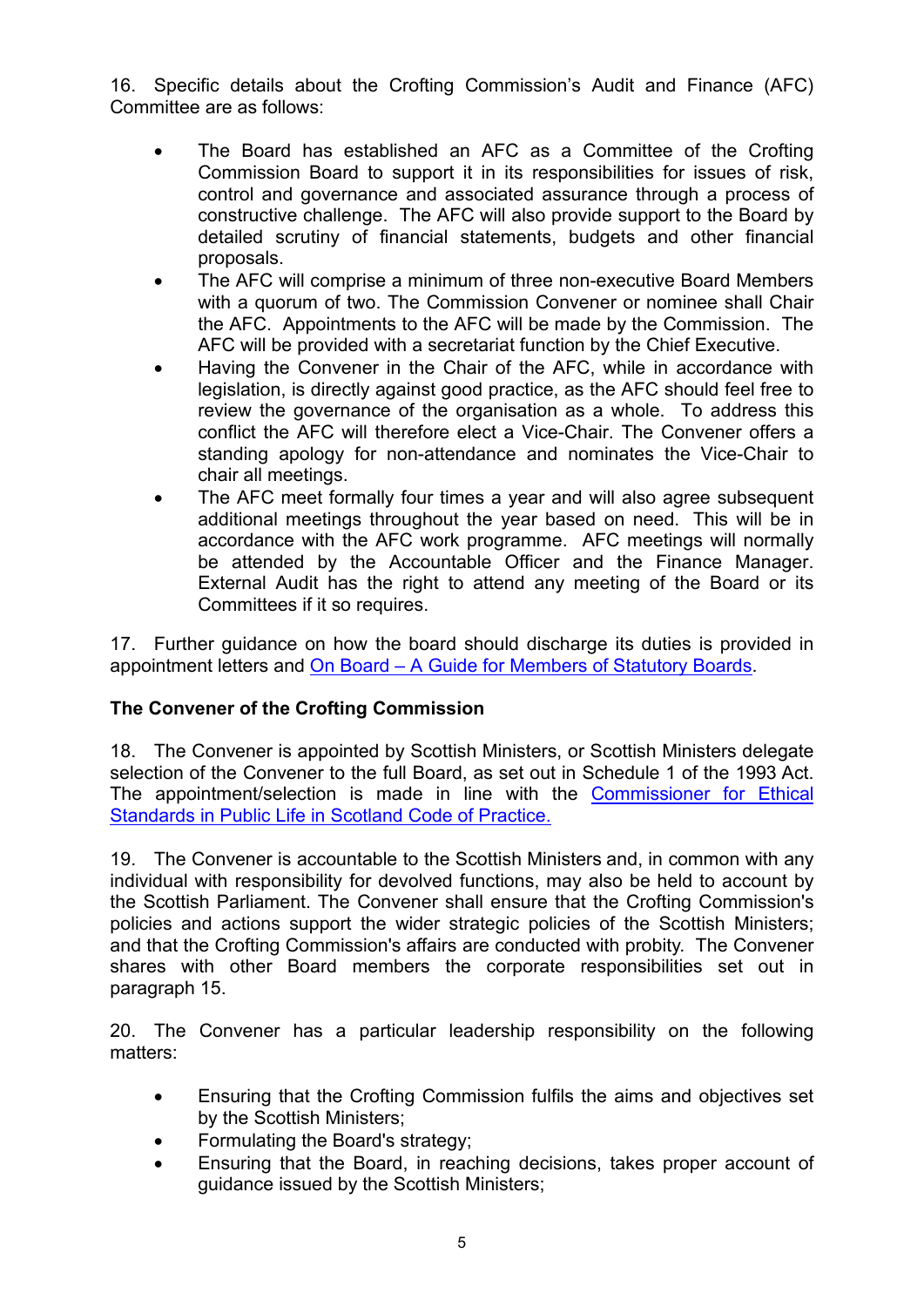16. Specific details about the Crofting Commission's Audit and Finance (AFC) Committee are as follows:

- The Board has established an AFC as a Committee of the Crofting Commission Board to support it in its responsibilities for issues of risk, control and governance and associated assurance through a process of constructive challenge. The AFC will also provide support to the Board by detailed scrutiny of financial statements, budgets and other financial proposals.
- The AFC will comprise a minimum of three non-executive Board Members with a quorum of two. The Commission Convener or nominee shall Chair the AFC. Appointments to the AFC will be made by the Commission. The AFC will be provided with a secretariat function by the Chief Executive.
- Having the Convener in the Chair of the AFC, while in accordance with legislation, is directly against good practice, as the AFC should feel free to review the governance of the organisation as a whole. To address this conflict the AFC will therefore elect a Vice-Chair. The Convener offers a standing apology for non-attendance and nominates the Vice-Chair to chair all meetings.
- The AFC meet formally four times a year and will also agree subsequent additional meetings throughout the year based on need. This will be in accordance with the AFC work programme. AFC meetings will normally be attended by the Accountable Officer and the Finance Manager. External Audit has the right to attend any meeting of the Board or its Committees if it so requires.

17. Further guidance on how the board should discharge its duties is provided in appointment letters and [On Board – A Guide for Members of Statutory Boards](#).

**The Convener of the Crofting Commission**

18. The Convener is appointed by Scottish Ministers, or Scottish Ministers delegate selection of the Convener to the full Board, as set out in Schedule 1 of the 1993 Act. The appointment/selection is made in line with the [Commissioner for Ethical Standards in Public Life in Scotland Code of Practice.](#)

19. The Convener is accountable to the Scottish Ministers and, in common with any individual with responsibility for devolved functions, may also be held to account by the Scottish Parliament. The Convener shall ensure that the Crofting Commission's policies and actions support the wider strategic policies of the Scottish Ministers; and that the Crofting Commission's affairs are conducted with probity. The Convener shares with other Board members the corporate responsibilities set out in paragraph 15.

20. The Convener has a particular leadership responsibility on the following matters:

- Ensuring that the Crofting Commission fulfils the aims and objectives set by the Scottish Ministers;
- Formulating the Board's strategy;
- Ensuring that the Board, in reaching decisions, takes proper account of guidance issued by the Scottish Ministers;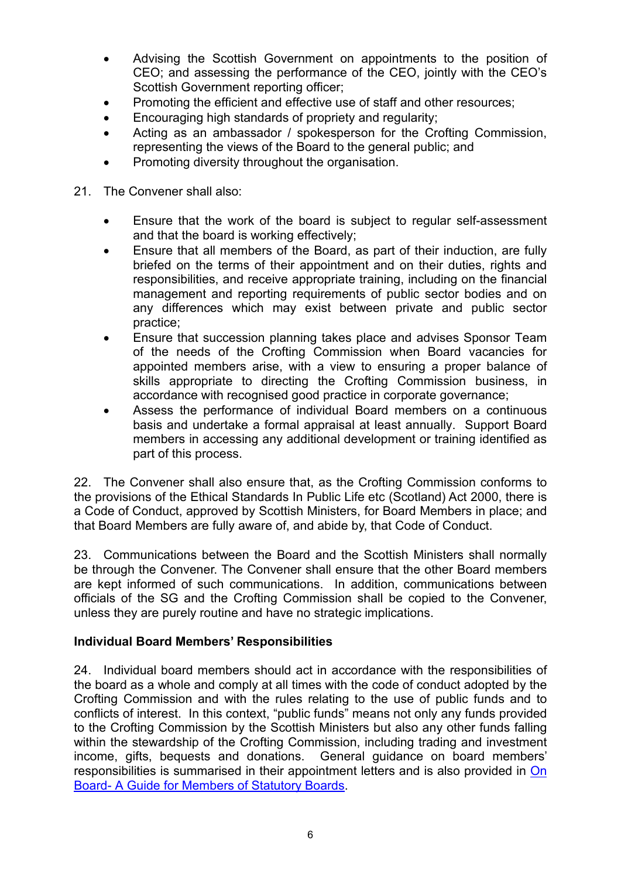- Advising the Scottish Government on appointments to the position of CEO; and assessing the performance of the CEO, jointly with the CEO's Scottish Government reporting officer;
- Promoting the efficient and effective use of staff and other resources;
- Encouraging high standards of propriety and regularity;
- Acting as an ambassador / spokesperson for the Crofting Commission, representing the views of the Board to the general public; and
- Promoting diversity throughout the organisation.

21. The Convener shall also:

- Ensure that the work of the board is subject to regular self-assessment and that the board is working effectively;
- Ensure that all members of the Board, as part of their induction, are fully briefed on the terms of their appointment and on their duties, rights and responsibilities, and receive appropriate training, including on the financial management and reporting requirements of public sector bodies and on any differences which may exist between private and public sector practice;
- Ensure that succession planning takes place and advises Sponsor Team of the needs of the Crofting Commission when Board vacancies for appointed members arise, with a view to ensuring a proper balance of skills appropriate to directing the Crofting Commission business, in accordance with recognised good practice in corporate governance;
- Assess the performance of individual Board members on a continuous basis and undertake a formal appraisal at least annually. Support Board members in accessing any additional development or training identified as part of this process.

22. The Convener shall also ensure that, as the Crofting Commission conforms to the provisions of the Ethical Standards In Public Life etc (Scotland) Act 2000, there is a Code of Conduct, approved by Scottish Ministers, for Board Members in place; and that Board Members are fully aware of, and abide by, that Code of Conduct.

23. Communications between the Board and the Scottish Ministers shall normally be through the Convener. The Convener shall ensure that the other Board members are kept informed of such communications. In addition, communications between officials of the SG and the Crofting Commission shall be copied to the Convener, unless they are purely routine and have no strategic implications.

**Individual Board Members' Responsibilities**

24. Individual board members should act in accordance with the responsibilities of the board as a whole and comply at all times with the code of conduct adopted by the Crofting Commission and with the rules relating to the use of public funds and to conflicts of interest. In this context, "public funds" means not only any funds provided to the Crofting Commission by the Scottish Ministers but also any other funds falling within the stewardship of the Crofting Commission, including trading and investment income, gifts, bequests and donations. General guidance on board members' responsibilities is summarised in their appointment letters and is also provided in On Board- A Guide for Members of Statutory Boards.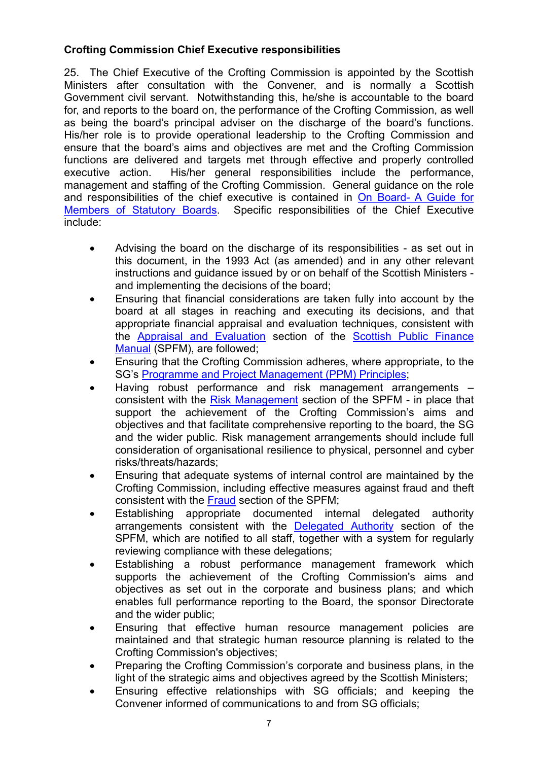**Crofting Commission Chief Executive responsibilities**

25. The Chief Executive of the Crofting Commission is appointed by the Scottish Ministers after consultation with the Convener, and is normally a Scottish Government civil servant. Notwithstanding this, he/she is accountable to the board for, and reports to the board on, the performance of the Crofting Commission, as well as being the board's principal adviser on the discharge of the board's functions. His/her role is to provide operational leadership to the Crofting Commission and ensure that the board's aims and objectives are met and the Crofting Commission functions are delivered and targets met through effective and properly controlled executive action. His/her general responsibilities include the performance, management and staffing of the Crofting Commission. General guidance on the role and responsibilities of the chief executive is contained in On Board- A Guide for Members of Statutory Boards. Specific responsibilities of the Chief Executive include:

- Advising the board on the discharge of its responsibilities - as set out in this document, in the 1993 Act (as amended) and in any other relevant instructions and guidance issued by or on behalf of the Scottish Ministers - and implementing the decisions of the board;
- Ensuring that financial considerations are taken fully into account by the board at all stages in reaching and executing its decisions, and that appropriate financial appraisal and evaluation techniques, consistent with the Appraisal and Evaluation section of the Scottish Public Finance Manual (SPFM), are followed;
- Ensuring that the Crofting Commission adheres, where appropriate, to the SG's Programme and Project Management (PPM) Principles;
- Having robust performance and risk management arrangements – consistent with the Risk Management section of the SPFM - in place that support the achievement of the Crofting Commission's aims and objectives and that facilitate comprehensive reporting to the board, the SG and the wider public. Risk management arrangements should include full consideration of organisational resilience to physical, personnel and cyber risks/threats/hazards;
- Ensuring that adequate systems of internal control are maintained by the Crofting Commission, including effective measures against fraud and theft consistent with the Fraud section of the SPFM;
- Establishing appropriate documented internal delegated authority arrangements consistent with the Delegated Authority section of the SPFM, which are notified to all staff, together with a system for regularly reviewing compliance with these delegations;
- Establishing a robust performance management framework which supports the achievement of the Crofting Commission's aims and objectives as set out in the corporate and business plans; and which enables full performance reporting to the Board, the sponsor Directorate and the wider public;
- Ensuring that effective human resource management policies are maintained and that strategic human resource planning is related to the Crofting Commission's objectives;
- Preparing the Crofting Commission's corporate and business plans, in the light of the strategic aims and objectives agreed by the Scottish Ministers;
- Ensuring effective relationships with SG officials; and keeping the Convener informed of communications to and from SG officials;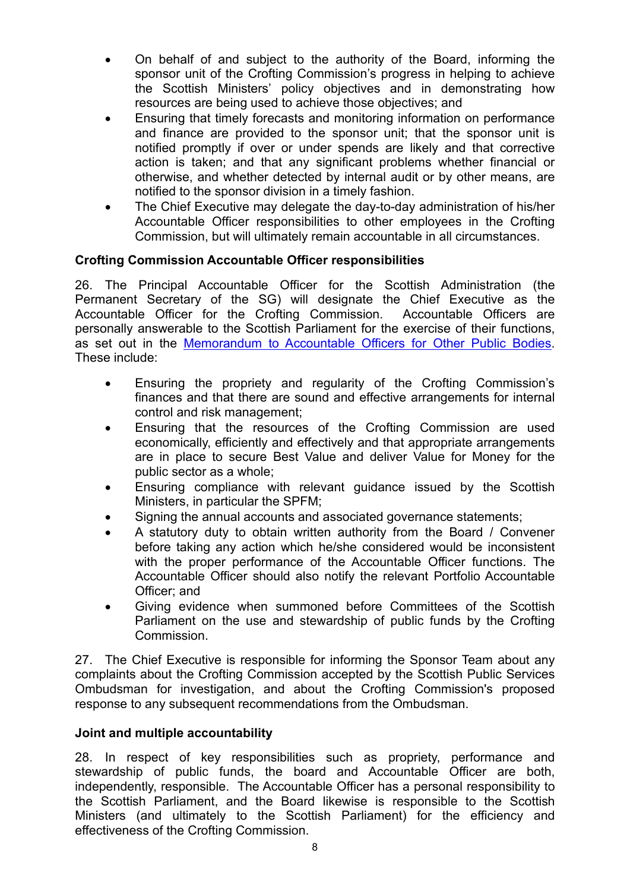- On behalf of and subject to the authority of the Board, informing the sponsor unit of the Crofting Commission's progress in helping to achieve the Scottish Ministers' policy objectives and in demonstrating how resources are being used to achieve those objectives; and
- Ensuring that timely forecasts and monitoring information on performance and finance are provided to the sponsor unit; that the sponsor unit is notified promptly if over or under spends are likely and that corrective action is taken; and that any significant problems whether financial or otherwise, and whether detected by internal audit or by other means, are notified to the sponsor division in a timely fashion.
- The Chief Executive may delegate the day-to-day administration of his/her Accountable Officer responsibilities to other employees in the Crofting Commission, but will ultimately remain accountable in all circumstances.

**Crofting Commission Accountable Officer responsibilities**

26. The Principal Accountable Officer for the Scottish Administration (the Permanent Secretary of the SG) will designate the Chief Executive as the Accountable Officer for the Crofting Commission. Accountable Officers are personally answerable to the Scottish Parliament for the exercise of their functions, as set out in the [Memorandum to Accountable Officers for Other Public Bodies](). These include:

- Ensuring the propriety and regularity of the Crofting Commission's finances and that there are sound and effective arrangements for internal control and risk management;
- Ensuring that the resources of the Crofting Commission are used economically, efficiently and effectively and that appropriate arrangements are in place to secure Best Value and deliver Value for Money for the public sector as a whole;
- Ensuring compliance with relevant guidance issued by the Scottish Ministers, in particular the SPFM;
- Signing the annual accounts and associated governance statements;
- A statutory duty to obtain written authority from the Board / Convener before taking any action which he/she considered would be inconsistent with the proper performance of the Accountable Officer functions. The Accountable Officer should also notify the relevant Portfolio Accountable Officer; and
- Giving evidence when summoned before Committees of the Scottish Parliament on the use and stewardship of public funds by the Crofting Commission.

27. The Chief Executive is responsible for informing the Sponsor Team about any complaints about the Crofting Commission accepted by the Scottish Public Services Ombudsman for investigation, and about the Crofting Commission's proposed response to any subsequent recommendations from the Ombudsman.

**Joint and multiple accountability**

28. In respect of key responsibilities such as propriety, performance and stewardship of public funds, the board and Accountable Officer are both, independently, responsible. The Accountable Officer has a personal responsibility to the Scottish Parliament, and the Board likewise is responsible to the Scottish Ministers (and ultimately to the Scottish Parliament) for the efficiency and effectiveness of the Crofting Commission.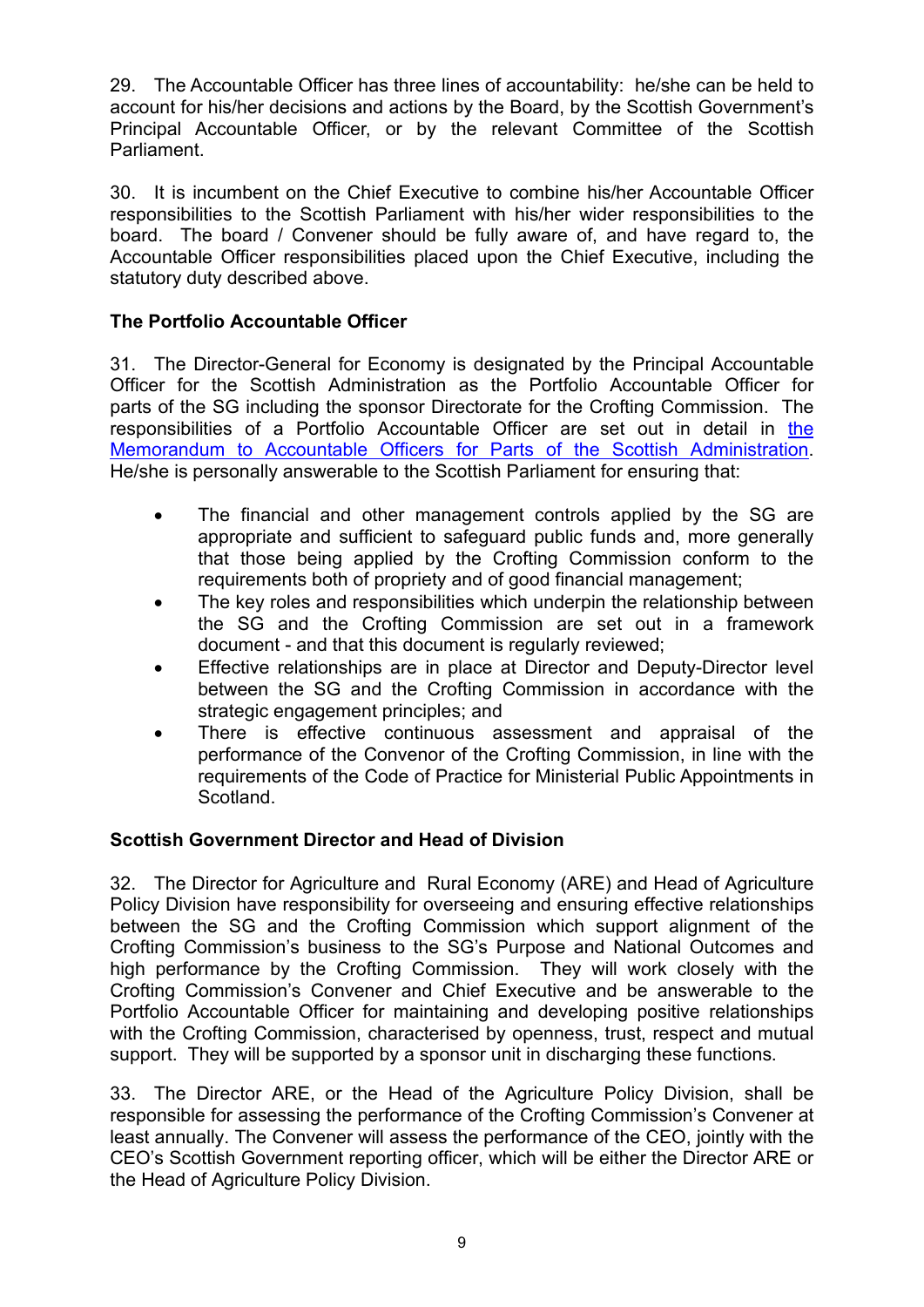29. The Accountable Officer has three lines of accountability: he/she can be held to account for his/her decisions and actions by the Board, by the Scottish Government's Principal Accountable Officer, or by the relevant Committee of the Scottish Parliament.

30. It is incumbent on the Chief Executive to combine his/her Accountable Officer responsibilities to the Scottish Parliament with his/her wider responsibilities to the board. The board / Convener should be fully aware of, and have regard to, the Accountable Officer responsibilities placed upon the Chief Executive, including the statutory duty described above.

**The Portfolio Accountable Officer**

31. The Director-General for Economy is designated by the Principal Accountable Officer for the Scottish Administration as the Portfolio Accountable Officer for parts of the SG including the sponsor Directorate for the Crofting Commission. The responsibilities of a Portfolio Accountable Officer are set out in detail in the Memorandum to Accountable Officers for Parts of the Scottish Administration. He/she is personally answerable to the Scottish Parliament for ensuring that:

- The financial and other management controls applied by the SG are appropriate and sufficient to safeguard public funds and, more generally that those being applied by the Crofting Commission conform to the requirements both of propriety and of good financial management;
- The key roles and responsibilities which underpin the relationship between the SG and the Crofting Commission are set out in a framework document - and that this document is regularly reviewed;
- Effective relationships are in place at Director and Deputy-Director level between the SG and the Crofting Commission in accordance with the strategic engagement principles; and
- There is effective continuous assessment and appraisal of the performance of the Convenor of the Crofting Commission, in line with the requirements of the Code of Practice for Ministerial Public Appointments in Scotland.

**Scottish Government Director and Head of Division**

32. The Director for Agriculture and Rural Economy (ARE) and Head of Agriculture Policy Division have responsibility for overseeing and ensuring effective relationships between the SG and the Crofting Commission which support alignment of the Crofting Commission's business to the SG's Purpose and National Outcomes and high performance by the Crofting Commission. They will work closely with the Crofting Commission's Convener and Chief Executive and be answerable to the Portfolio Accountable Officer for maintaining and developing positive relationships with the Crofting Commission, characterised by openness, trust, respect and mutual support. They will be supported by a sponsor unit in discharging these functions.

33. The Director ARE, or the Head of the Agriculture Policy Division, shall be responsible for assessing the performance of the Crofting Commission's Convener at least annually. The Convener will assess the performance of the CEO, jointly with the CEO's Scottish Government reporting officer, which will be either the Director ARE or the Head of Agriculture Policy Division.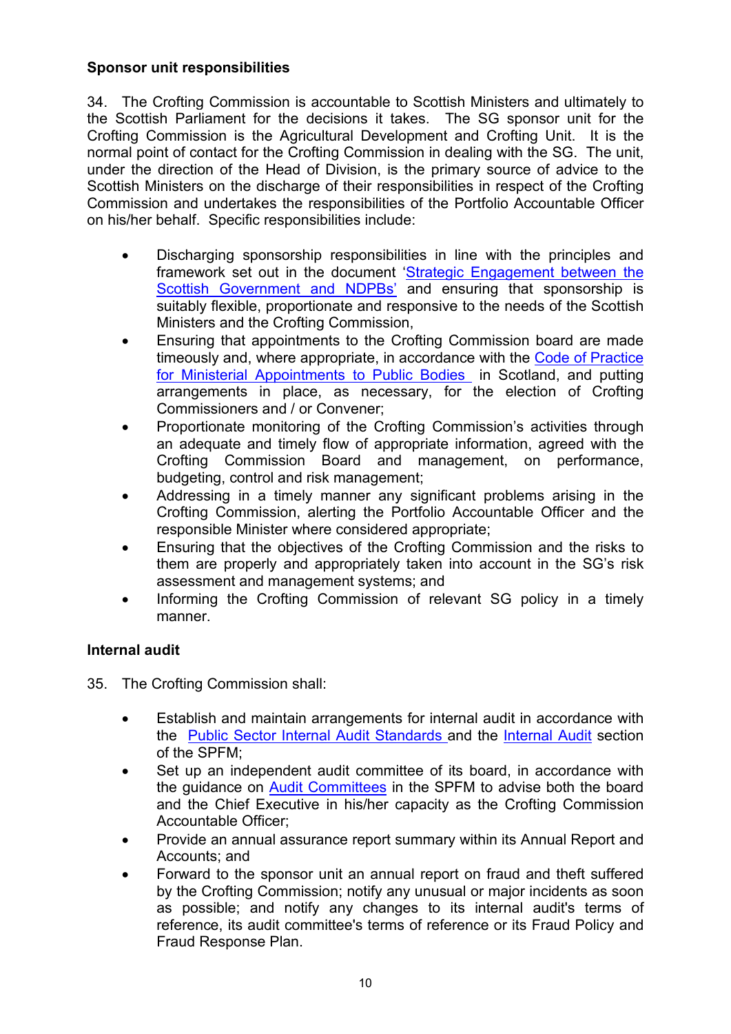**Sponsor unit responsibilities**

34. The Crofting Commission is accountable to Scottish Ministers and ultimately to the Scottish Parliament for the decisions it takes. The SG sponsor unit for the Crofting Commission is the Agricultural Development and Crofting Unit. It is the normal point of contact for the Crofting Commission in dealing with the SG. The unit, under the direction of the Head of Division, is the primary source of advice to the Scottish Ministers on the discharge of their responsibilities in respect of the Crofting Commission and undertakes the responsibilities of the Portfolio Accountable Officer on his/her behalf. Specific responsibilities include:

- Discharging sponsorship responsibilities in line with the principles and framework set out in the document 'Strategic Engagement between the Scottish Government and NDPBs' and ensuring that sponsorship is suitably flexible, proportionate and responsive to the needs of the Scottish Ministers and the Crofting Commission,
- Ensuring that appointments to the Crofting Commission board are made timeously and, where appropriate, in accordance with the Code of Practice for Ministerial Appointments to Public Bodies in Scotland, and putting arrangements in place, as necessary, for the election of Crofting Commissioners and / or Convener;
- Proportionate monitoring of the Crofting Commission's activities through an adequate and timely flow of appropriate information, agreed with the Crofting Commission Board and management, on performance, budgeting, control and risk management;
- Addressing in a timely manner any significant problems arising in the Crofting Commission, alerting the Portfolio Accountable Officer and the responsible Minister where considered appropriate;
- Ensuring that the objectives of the Crofting Commission and the risks to them are properly and appropriately taken into account in the SG's risk assessment and management systems; and
- Informing the Crofting Commission of relevant SG policy in a timely manner.

**Internal audit**

35. The Crofting Commission shall:

- Establish and maintain arrangements for internal audit in accordance with the Public Sector Internal Audit Standards and the Internal Audit section of the SPFM;
- Set up an independent audit committee of its board, in accordance with the guidance on Audit Committees in the SPFM to advise both the board and the Chief Executive in his/her capacity as the Crofting Commission Accountable Officer;
- Provide an annual assurance report summary within its Annual Report and Accounts; and
- Forward to the sponsor unit an annual report on fraud and theft suffered by the Crofting Commission; notify any unusual or major incidents as soon as possible; and notify any changes to its internal audit's terms of reference, its audit committee's terms of reference or its Fraud Policy and Fraud Response Plan.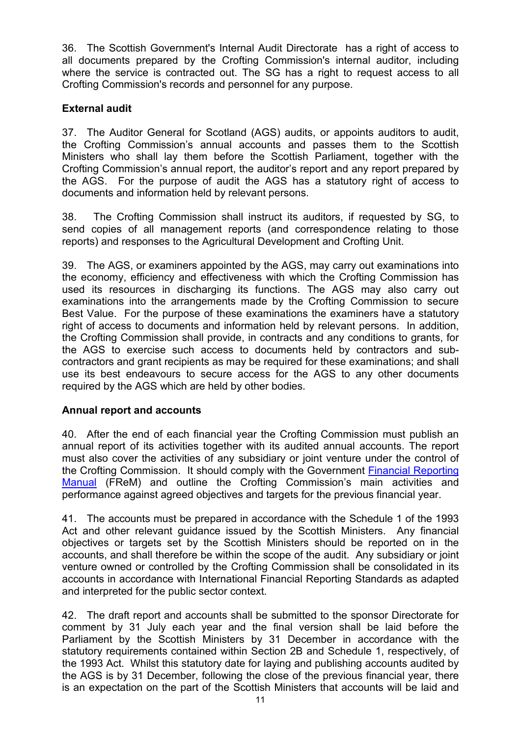36. The Scottish Government's Internal Audit Directorate has a right of access to all documents prepared by the Crofting Commission's internal auditor, including where the service is contracted out. The SG has a right to request access to all Crofting Commission's records and personnel for any purpose.

**External audit**

37. The Auditor General for Scotland (AGS) audits, or appoints auditors to audit, the Crofting Commission's annual accounts and passes them to the Scottish Ministers who shall lay them before the Scottish Parliament, together with the Crofting Commission's annual report, the auditor's report and any report prepared by the AGS. For the purpose of audit the AGS has a statutory right of access to documents and information held by relevant persons.

38. The Crofting Commission shall instruct its auditors, if requested by SG, to send copies of all management reports (and correspondence relating to those reports) and responses to the Agricultural Development and Crofting Unit.

39. The AGS, or examiners appointed by the AGS, may carry out examinations into the economy, efficiency and effectiveness with which the Crofting Commission has used its resources in discharging its functions. The AGS may also carry out examinations into the arrangements made by the Crofting Commission to secure Best Value. For the purpose of these examinations the examiners have a statutory right of access to documents and information held by relevant persons. In addition, the Crofting Commission shall provide, in contracts and any conditions to grants, for the AGS to exercise such access to documents held by contractors and sub-contractors and grant recipients as may be required for these examinations; and shall use its best endeavours to secure access for the AGS to any other documents required by the AGS which are held by other bodies.

**Annual report and accounts**

40. After the end of each financial year the Crofting Commission must publish an annual report of its activities together with its audited annual accounts. The report must also cover the activities of any subsidiary or joint venture under the control of the Crofting Commission. It should comply with the Government Financial Reporting Manual (FReM) and outline the Crofting Commission's main activities and performance against agreed objectives and targets for the previous financial year.

41. The accounts must be prepared in accordance with the Schedule 1 of the 1993 Act and other relevant guidance issued by the Scottish Ministers. Any financial objectives or targets set by the Scottish Ministers should be reported on in the accounts, and shall therefore be within the scope of the audit. Any subsidiary or joint venture owned or controlled by the Crofting Commission shall be consolidated in its accounts in accordance with International Financial Reporting Standards as adapted and interpreted for the public sector context.

42. The draft report and accounts shall be submitted to the sponsor Directorate for comment by 31 July each year and the final version shall be laid before the Parliament by the Scottish Ministers by 31 December in accordance with the statutory requirements contained within Section 2B and Schedule 1, respectively, of the 1993 Act. Whilst this statutory date for laying and publishing accounts audited by the AGS is by 31 December, following the close of the previous financial year, there is an expectation on the part of the Scottish Ministers that accounts will be laid and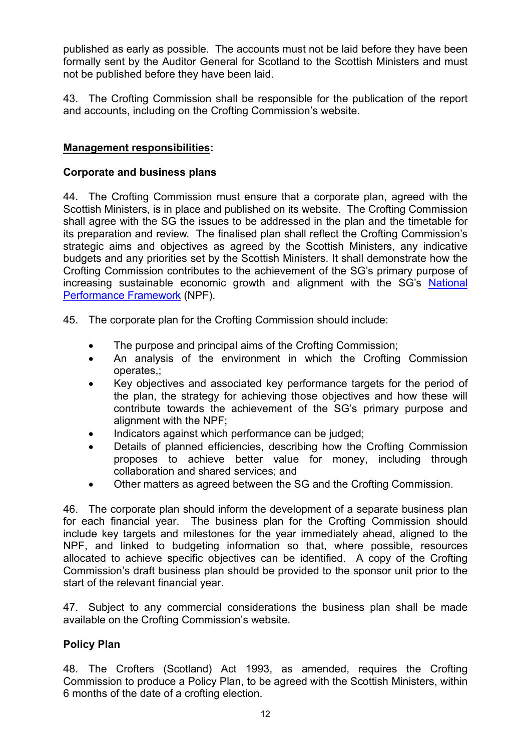published as early as possible. The accounts must not be laid before they have been formally sent by the Auditor General for Scotland to the Scottish Ministers and must not be published before they have been laid.

43. The Crofting Commission shall be responsible for the publication of the report and accounts, including on the Crofting Commission's website.

## **Management responsibilities**:

### Corporate and business plans

44. The Crofting Commission must ensure that a corporate plan, agreed with the Scottish Ministers, is in place and published on its website. The Crofting Commission shall agree with the SG the issues to be addressed in the plan and the timetable for its preparation and review. The finalised plan shall reflect the Crofting Commission's strategic aims and objectives as agreed by the Scottish Ministers, any indicative budgets and any priorities set by the Scottish Ministers. It shall demonstrate how the Crofting Commission contributes to the achievement of the SG's primary purpose of increasing sustainable economic growth and alignment with the SG's National Performance Framework (NPF).

45. The corporate plan for the Crofting Commission should include:

- The purpose and principal aims of the Crofting Commission;
- An analysis of the environment in which the Crofting Commission operates,;
- Key objectives and associated key performance targets for the period of the plan, the strategy for achieving those objectives and how these will contribute towards the achievement of the SG's primary purpose and alignment with the NPF;
- Indicators against which performance can be judged;
- Details of planned efficiencies, describing how the Crofting Commission proposes to achieve better value for money, including through collaboration and shared services; and
- Other matters as agreed between the SG and the Crofting Commission.

46. The corporate plan should inform the development of a separate business plan for each financial year. The business plan for the Crofting Commission should include key targets and milestones for the year immediately ahead, aligned to the NPF, and linked to budgeting information so that, where possible, resources allocated to achieve specific objectives can be identified. A copy of the Crofting Commission's draft business plan should be provided to the sponsor unit prior to the start of the relevant financial year.

47. Subject to any commercial considerations the business plan shall be made available on the Crofting Commission's website.

### Policy Plan

48. The Crofters (Scotland) Act 1993, as amended, requires the Crofting Commission to produce a Policy Plan, to be agreed with the Scottish Ministers, within 6 months of the date of a crofting election.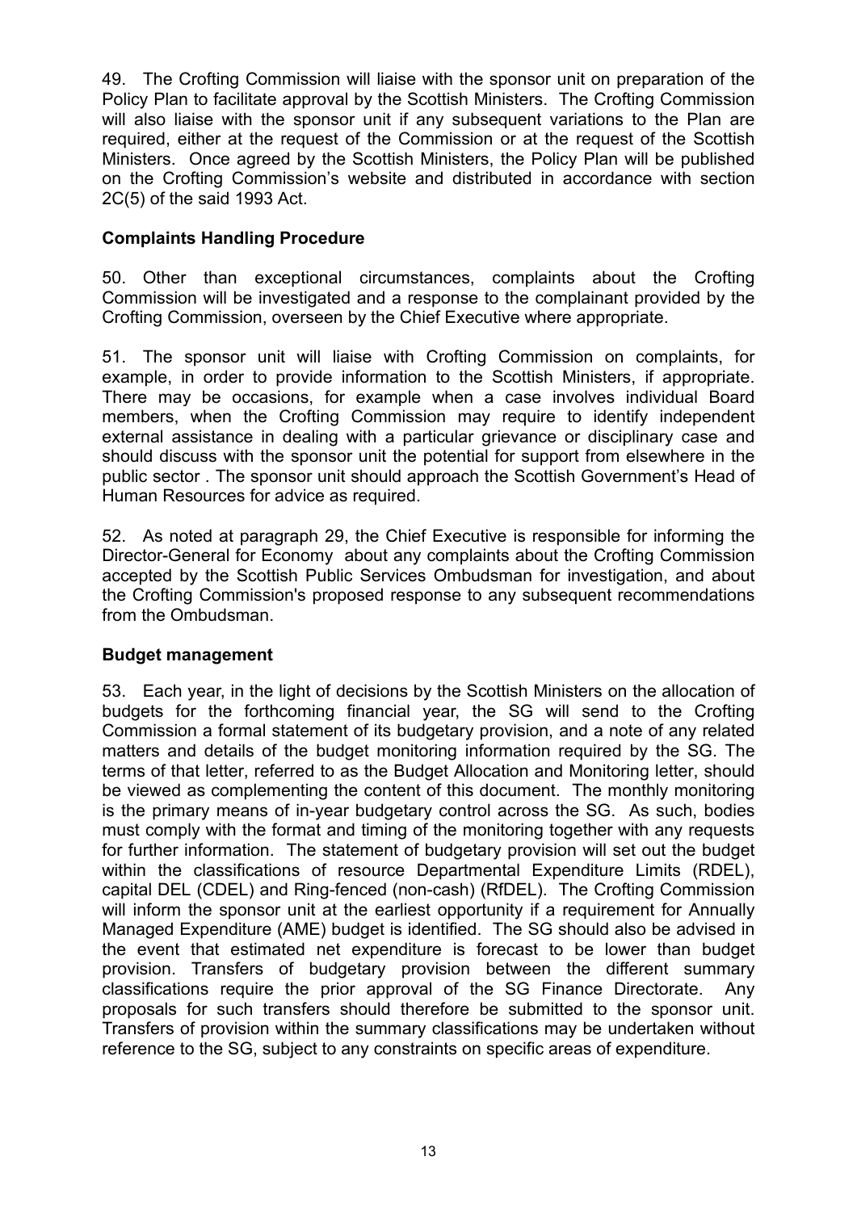49. The Crofting Commission will liaise with the sponsor unit on preparation of the Policy Plan to facilitate approval by the Scottish Ministers. The Crofting Commission will also liaise with the sponsor unit if any subsequent variations to the Plan are required, either at the request of the Commission or at the request of the Scottish Ministers. Once agreed by the Scottish Ministers, the Policy Plan will be published on the Crofting Commission's website and distributed in accordance with section 2C(5) of the said 1993 Act.

**Complaints Handling Procedure**

50. Other than exceptional circumstances, complaints about the Crofting Commission will be investigated and a response to the complainant provided by the Crofting Commission, overseen by the Chief Executive where appropriate.

51. The sponsor unit will liaise with Crofting Commission on complaints, for example, in order to provide information to the Scottish Ministers, if appropriate. There may be occasions, for example when a case involves individual Board members, when the Crofting Commission may require to identify independent external assistance in dealing with a particular grievance or disciplinary case and should discuss with the sponsor unit the potential for support from elsewhere in the public sector . The sponsor unit should approach the Scottish Government's Head of Human Resources for advice as required.

52. As noted at paragraph 29, the Chief Executive is responsible for informing the Director-General for Economy about any complaints about the Crofting Commission accepted by the Scottish Public Services Ombudsman for investigation, and about the Crofting Commission's proposed response to any subsequent recommendations from the Ombudsman.

**Budget management**

53. Each year, in the light of decisions by the Scottish Ministers on the allocation of budgets for the forthcoming financial year, the SG will send to the Crofting Commission a formal statement of its budgetary provision, and a note of any related matters and details of the budget monitoring information required by the SG. The terms of that letter, referred to as the Budget Allocation and Monitoring letter, should be viewed as complementing the content of this document. The monthly monitoring is the primary means of in-year budgetary control across the SG. As such, bodies must comply with the format and timing of the monitoring together with any requests for further information. The statement of budgetary provision will set out the budget within the classifications of resource Departmental Expenditure Limits (RDEL), capital DEL (CDEL) and Ring-fenced (non-cash) (RfDEL). The Crofting Commission will inform the sponsor unit at the earliest opportunity if a requirement for Annually Managed Expenditure (AME) budget is identified. The SG should also be advised in the event that estimated net expenditure is forecast to be lower than budget provision. Transfers of budgetary provision between the different summary classifications require the prior approval of the SG Finance Directorate. Any proposals for such transfers should therefore be submitted to the sponsor unit. Transfers of provision within the summary classifications may be undertaken without reference to the SG, subject to any constraints on specific areas of expenditure.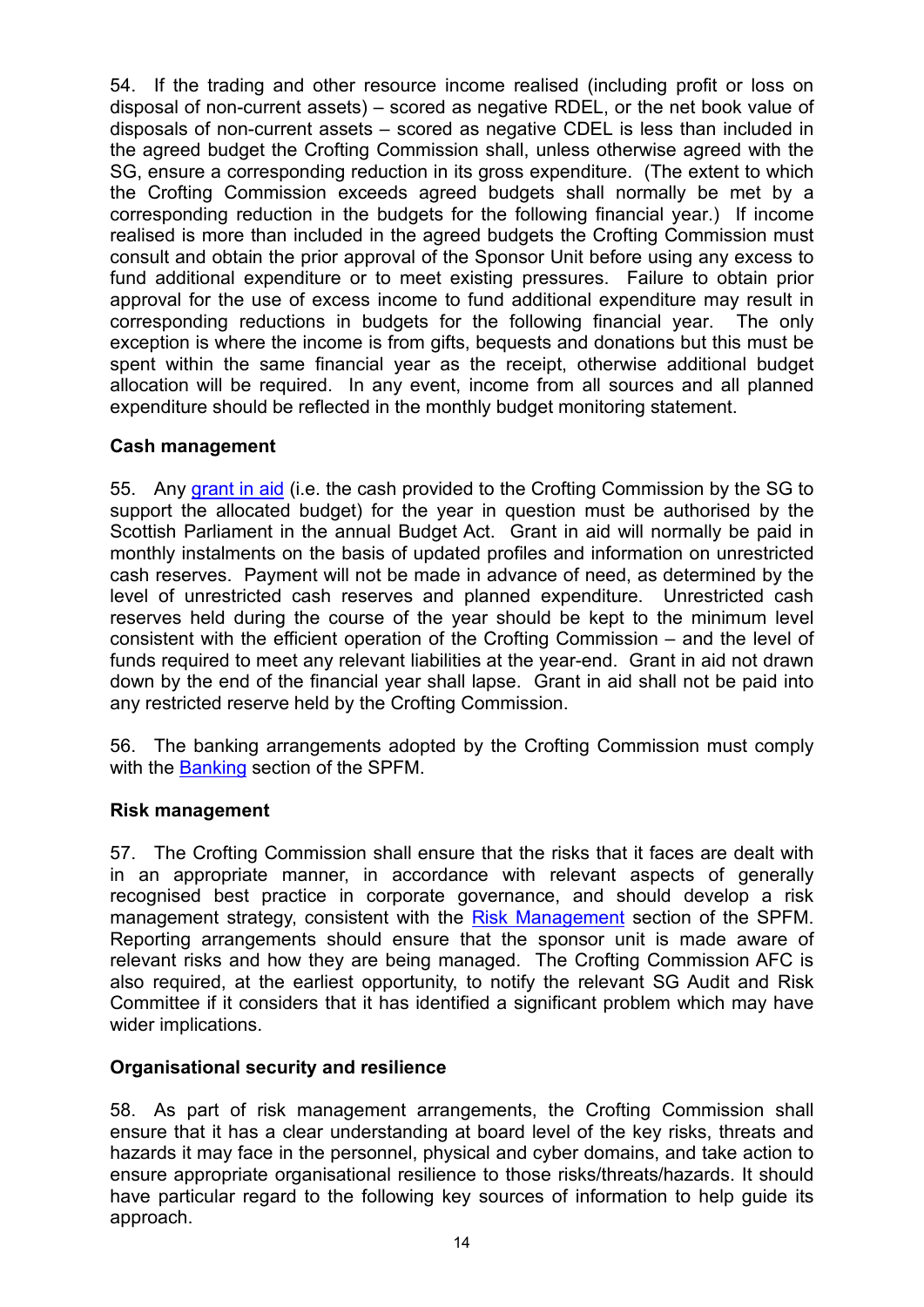54. If the trading and other resource income realised (including profit or loss on disposal of non-current assets) – scored as negative RDEL, or the net book value of disposals of non-current assets – scored as negative CDEL is less than included in the agreed budget the Crofting Commission shall, unless otherwise agreed with the SG, ensure a corresponding reduction in its gross expenditure. (The extent to which the Crofting Commission exceeds agreed budgets shall normally be met by a corresponding reduction in the budgets for the following financial year.) If income realised is more than included in the agreed budgets the Crofting Commission must consult and obtain the prior approval of the Sponsor Unit before using any excess to fund additional expenditure or to meet existing pressures. Failure to obtain prior approval for the use of excess income to fund additional expenditure may result in corresponding reductions in budgets for the following financial year. The only exception is where the income is from gifts, bequests and donations but this must be spent within the same financial year as the receipt, otherwise additional budget allocation will be required. In any event, income from all sources and all planned expenditure should be reflected in the monthly budget monitoring statement.

**Cash management**

55. Any grant in aid (i.e. the cash provided to the Crofting Commission by the SG to support the allocated budget) for the year in question must be authorised by the Scottish Parliament in the annual Budget Act. Grant in aid will normally be paid in monthly instalments on the basis of updated profiles and information on unrestricted cash reserves. Payment will not be made in advance of need, as determined by the level of unrestricted cash reserves and planned expenditure. Unrestricted cash reserves held during the course of the year should be kept to the minimum level consistent with the efficient operation of the Crofting Commission – and the level of funds required to meet any relevant liabilities at the year-end. Grant in aid not drawn down by the end of the financial year shall lapse. Grant in aid shall not be paid into any restricted reserve held by the Crofting Commission.

56. The banking arrangements adopted by the Crofting Commission must comply with the Banking section of the SPFM.

**Risk management**

57. The Crofting Commission shall ensure that the risks that it faces are dealt with in an appropriate manner, in accordance with relevant aspects of generally recognised best practice in corporate governance, and should develop a risk management strategy, consistent with the Risk Management section of the SPFM. Reporting arrangements should ensure that the sponsor unit is made aware of relevant risks and how they are being managed. The Crofting Commission AFC is also required, at the earliest opportunity, to notify the relevant SG Audit and Risk Committee if it considers that it has identified a significant problem which may have wider implications.

**Organisational security and resilience**

58. As part of risk management arrangements, the Crofting Commission shall ensure that it has a clear understanding at board level of the key risks, threats and hazards it may face in the personnel, physical and cyber domains, and take action to ensure appropriate organisational resilience to those risks/threats/hazards. It should have particular regard to the following key sources of information to help guide its approach.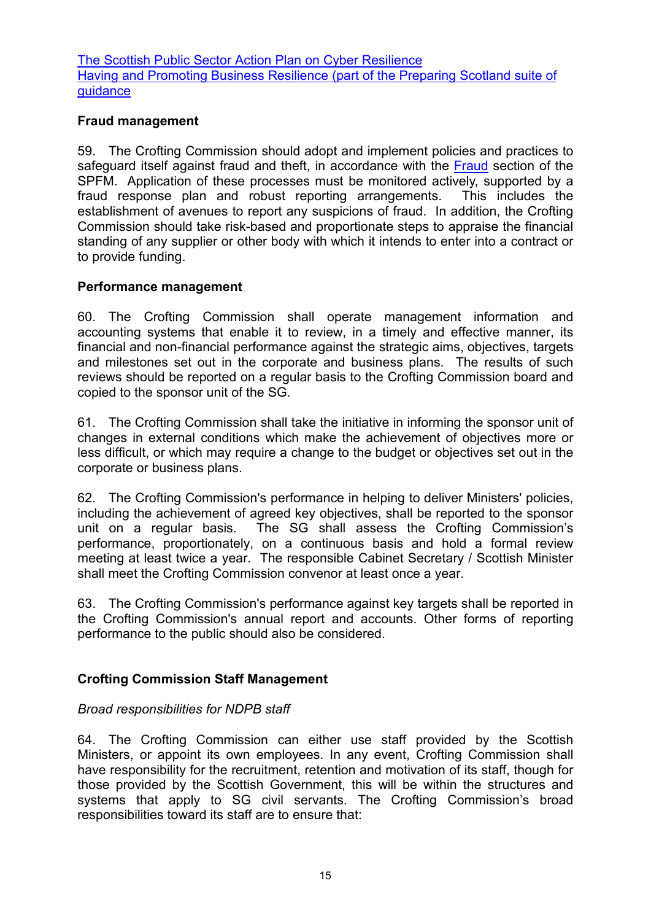[The Scottish Public Sector Action Plan on Cyber Resilience](#)
[Having and Promoting Business Resilience (part of the Preparing Scotland suite of guidance](#)

**Fraud management**

59. The Crofting Commission should adopt and implement policies and practices to safeguard itself against fraud and theft, in accordance with the [Fraud](#) section of the SPFM. Application of these processes must be monitored actively, supported by a fraud response plan and robust reporting arrangements. This includes the establishment of avenues to report any suspicions of fraud. In addition, the Crofting Commission should take risk-based and proportionate steps to appraise the financial standing of any supplier or other body with which it intends to enter into a contract or to provide funding.

**Performance management**

60. The Crofting Commission shall operate management information and accounting systems that enable it to review, in a timely and effective manner, its financial and non-financial performance against the strategic aims, objectives, targets and milestones set out in the corporate and business plans. The results of such reviews should be reported on a regular basis to the Crofting Commission board and copied to the sponsor unit of the SG.

61. The Crofting Commission shall take the initiative in informing the sponsor unit of changes in external conditions which make the achievement of objectives more or less difficult, or which may require a change to the budget or objectives set out in the corporate or business plans.

62. The Crofting Commission's performance in helping to deliver Ministers' policies, including the achievement of agreed key objectives, shall be reported to the sponsor unit on a regular basis. The SG shall assess the Crofting Commission's performance, proportionately, on a continuous basis and hold a formal review meeting at least twice a year. The responsible Cabinet Secretary / Scottish Minister shall meet the Crofting Commission convenor at least once a year.

63. The Crofting Commission's performance against key targets shall be reported in the Crofting Commission's annual report and accounts. Other forms of reporting performance to the public should also be considered.

**Crofting Commission Staff Management**

*Broad responsibilities for NDPB staff*

64. The Crofting Commission can either use staff provided by the Scottish Ministers, or appoint its own employees. In any event, Crofting Commission shall have responsibility for the recruitment, retention and motivation of its staff, though for those provided by the Scottish Government, this will be within the structures and systems that apply to SG civil servants. The Crofting Commission's broad responsibilities toward its staff are to ensure that: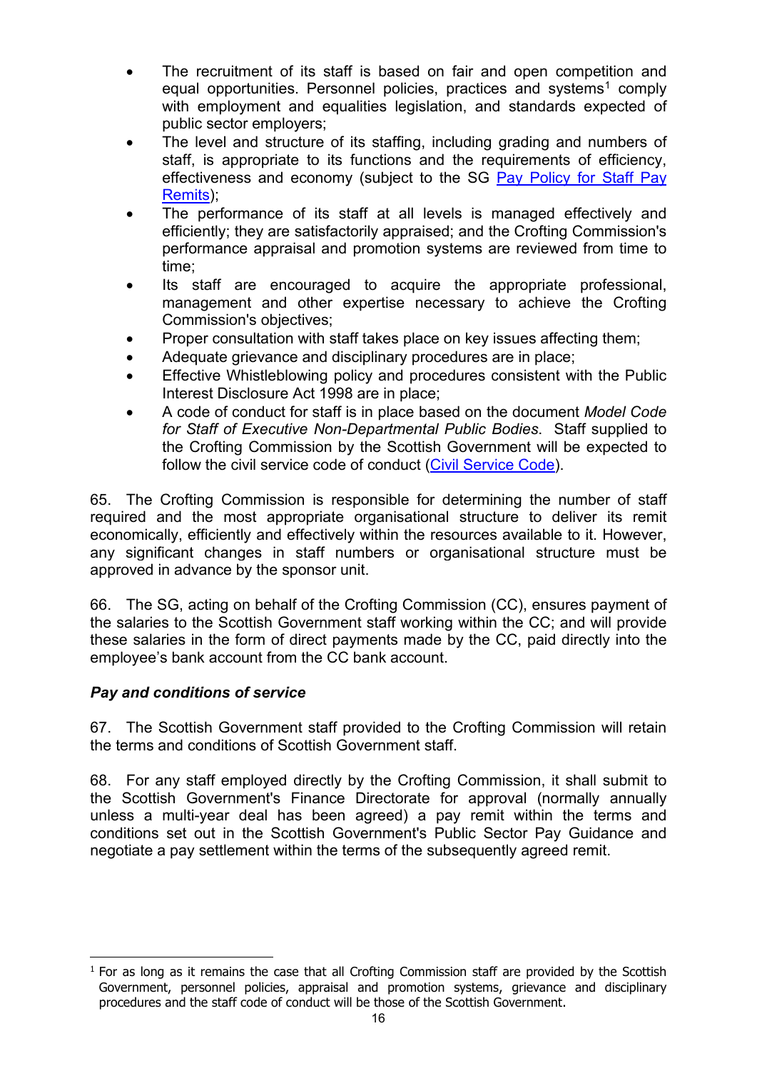- The recruitment of its staff is based on fair and open competition and equal opportunities. Personnel policies, practices and systems[1] comply with employment and equalities legislation, and standards expected of public sector employers;
- The level and structure of its staffing, including grading and numbers of staff, is appropriate to its functions and the requirements of efficiency, effectiveness and economy (subject to the SG Pay Policy for Staff Pay Remits);
- The performance of its staff at all levels is managed effectively and efficiently; they are satisfactorily appraised; and the Crofting Commission's performance appraisal and promotion systems are reviewed from time to time;
- Its staff are encouraged to acquire the appropriate professional, management and other expertise necessary to achieve the Crofting Commission's objectives;
- Proper consultation with staff takes place on key issues affecting them;
- Adequate grievance and disciplinary procedures are in place;
- Effective Whistleblowing policy and procedures consistent with the Public Interest Disclosure Act 1998 are in place;
- A code of conduct for staff is in place based on the document *Model Code for Staff of Executive Non-Departmental Public Bodies*. Staff supplied to the Crofting Commission by the Scottish Government will be expected to follow the civil service code of conduct (Civil Service Code).

65. The Crofting Commission is responsible for determining the number of staff required and the most appropriate organisational structure to deliver its remit economically, efficiently and effectively within the resources available to it. However, any significant changes in staff numbers or organisational structure must be approved in advance by the sponsor unit.

66. The SG, acting on behalf of the Crofting Commission (CC), ensures payment of the salaries to the Scottish Government staff working within the CC; and will provide these salaries in the form of direct payments made by the CC, paid directly into the employee's bank account from the CC bank account.

### *Pay and conditions of service*

67. The Scottish Government staff provided to the Crofting Commission will retain the terms and conditions of Scottish Government staff.

68. For any staff employed directly by the Crofting Commission, it shall submit to the Scottish Government's Finance Directorate for approval (normally annually unless a multi-year deal has been agreed) a pay remit within the terms and conditions set out in the Scottish Government's Public Sector Pay Guidance and negotiate a pay settlement within the terms of the subsequently agreed remit.

---

[1] For as long as it remains the case that all Crofting Commission staff are provided by the Scottish Government, personnel policies, appraisal and promotion systems, grievance and disciplinary procedures and the staff code of conduct will be those of the Scottish Government.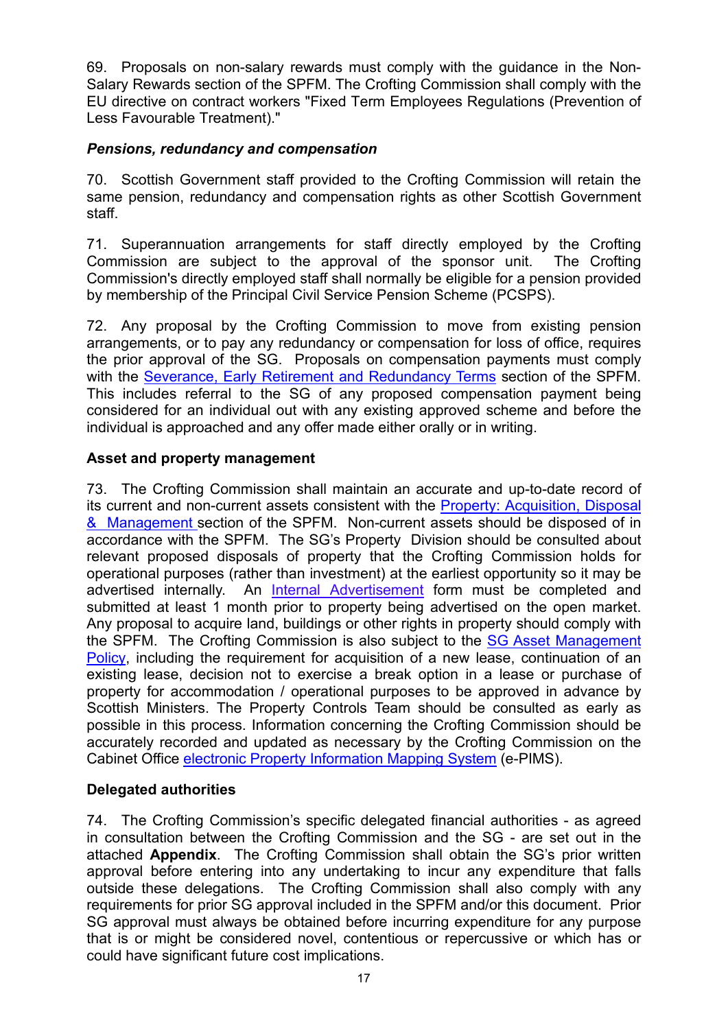69. Proposals on non-salary rewards must comply with the guidance in the Non-Salary Rewards section of the SPFM. The Crofting Commission shall comply with the EU directive on contract workers "Fixed Term Employees Regulations (Prevention of Less Favourable Treatment)."

***Pensions, redundancy and compensation***

70. Scottish Government staff provided to the Crofting Commission will retain the same pension, redundancy and compensation rights as other Scottish Government staff.

71. Superannuation arrangements for staff directly employed by the Crofting Commission are subject to the approval of the sponsor unit. The Crofting Commission's directly employed staff shall normally be eligible for a pension provided by membership of the Principal Civil Service Pension Scheme (PCSPS).

72. Any proposal by the Crofting Commission to move from existing pension arrangements, or to pay any redundancy or compensation for loss of office, requires the prior approval of the SG. Proposals on compensation payments must comply with the Severance, Early Retirement and Redundancy Terms section of the SPFM. This includes referral to the SG of any proposed compensation payment being considered for an individual out with any existing approved scheme and before the individual is approached and any offer made either orally or in writing.

**Asset and property management**

73. The Crofting Commission shall maintain an accurate and up-to-date record of its current and non-current assets consistent with the Property: Acquisition, Disposal & Management section of the SPFM. Non-current assets should be disposed of in accordance with the SPFM. The SG's Property Division should be consulted about relevant proposed disposals of property that the Crofting Commission holds for operational purposes (rather than investment) at the earliest opportunity so it may be advertised internally. An Internal Advertisement form must be completed and submitted at least 1 month prior to property being advertised on the open market. Any proposal to acquire land, buildings or other rights in property should comply with the SPFM. The Crofting Commission is also subject to the SG Asset Management Policy, including the requirement for acquisition of a new lease, continuation of an existing lease, decision not to exercise a break option in a lease or purchase of property for accommodation / operational purposes to be approved in advance by Scottish Ministers. The Property Controls Team should be consulted as early as possible in this process. Information concerning the Crofting Commission should be accurately recorded and updated as necessary by the Crofting Commission on the Cabinet Office electronic Property Information Mapping System (e-PIMS).

**Delegated authorities**

74. The Crofting Commission's specific delegated financial authorities - as agreed in consultation between the Crofting Commission and the SG - are set out in the attached **Appendix**. The Crofting Commission shall obtain the SG's prior written approval before entering into any undertaking to incur any expenditure that falls outside these delegations. The Crofting Commission shall also comply with any requirements for prior SG approval included in the SPFM and/or this document. Prior SG approval must always be obtained before incurring expenditure for any purpose that is or might be considered novel, contentious or repercussive or which has or could have significant future cost implications.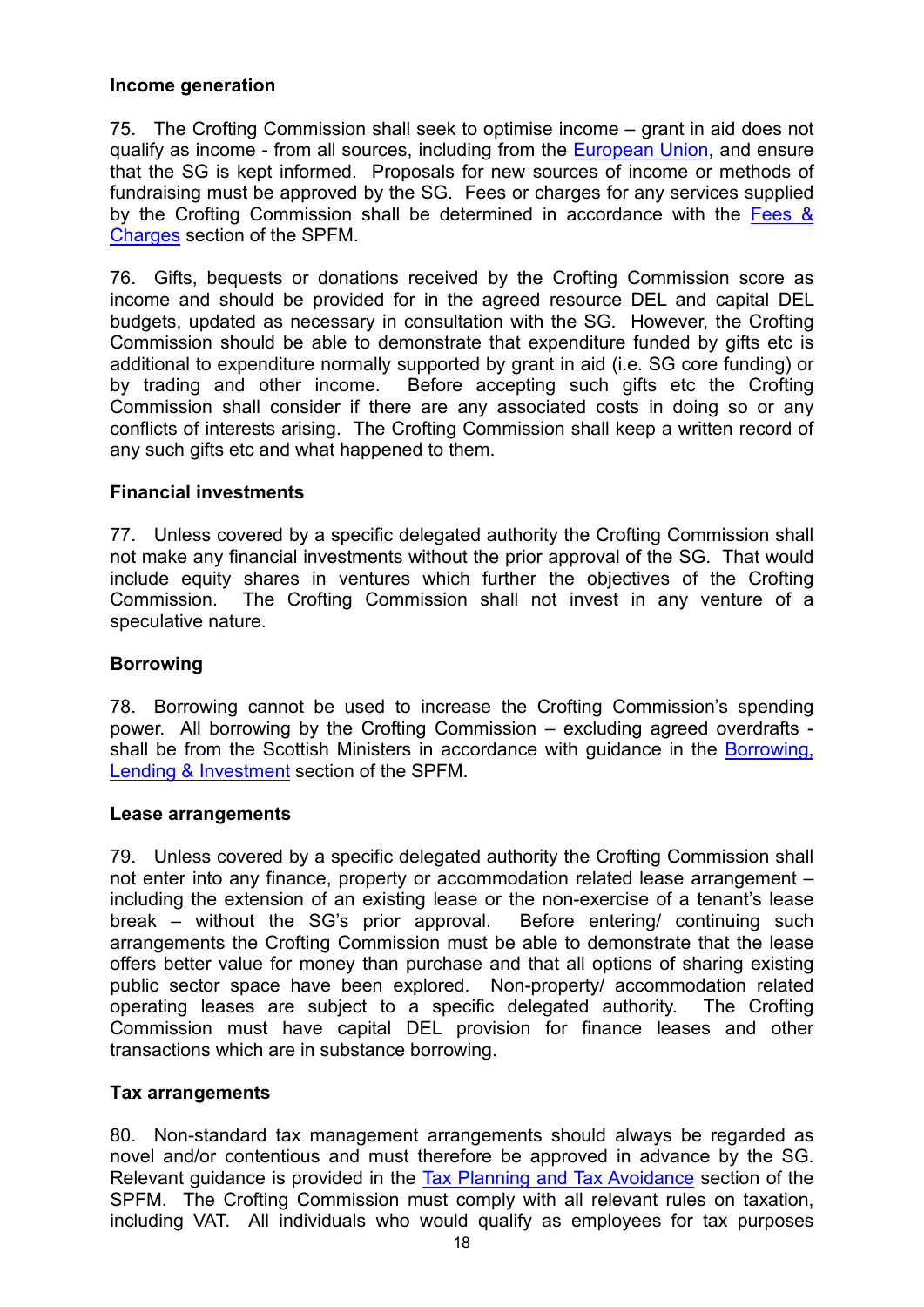**Income generation**

75. The Crofting Commission shall seek to optimise income – grant in aid does not qualify as income - from all sources, including from the European Union, and ensure that the SG is kept informed. Proposals for new sources of income or methods of fundraising must be approved by the SG. Fees or charges for any services supplied by the Crofting Commission shall be determined in accordance with the Fees & Charges section of the SPFM.

76. Gifts, bequests or donations received by the Crofting Commission score as income and should be provided for in the agreed resource DEL and capital DEL budgets, updated as necessary in consultation with the SG. However, the Crofting Commission should be able to demonstrate that expenditure funded by gifts etc is additional to expenditure normally supported by grant in aid (i.e. SG core funding) or by trading and other income. Before accepting such gifts etc the Crofting Commission shall consider if there are any associated costs in doing so or any conflicts of interests arising. The Crofting Commission shall keep a written record of any such gifts etc and what happened to them.

**Financial investments**

77. Unless covered by a specific delegated authority the Crofting Commission shall not make any financial investments without the prior approval of the SG. That would include equity shares in ventures which further the objectives of the Crofting Commission. The Crofting Commission shall not invest in any venture of a speculative nature.

**Borrowing**

78. Borrowing cannot be used to increase the Crofting Commission's spending power. All borrowing by the Crofting Commission – excluding agreed overdrafts - shall be from the Scottish Ministers in accordance with guidance in the Borrowing, Lending & Investment section of the SPFM.

**Lease arrangements**

79. Unless covered by a specific delegated authority the Crofting Commission shall not enter into any finance, property or accommodation related lease arrangement – including the extension of an existing lease or the non-exercise of a tenant's lease break – without the SG's prior approval. Before entering/ continuing such arrangements the Crofting Commission must be able to demonstrate that the lease offers better value for money than purchase and that all options of sharing existing public sector space have been explored. Non-property/ accommodation related operating leases are subject to a specific delegated authority. The Crofting Commission must have capital DEL provision for finance leases and other transactions which are in substance borrowing.

**Tax arrangements**

80. Non-standard tax management arrangements should always be regarded as novel and/or contentious and must therefore be approved in advance by the SG. Relevant guidance is provided in the Tax Planning and Tax Avoidance section of the SPFM. The Crofting Commission must comply with all relevant rules on taxation, including VAT. All individuals who would qualify as employees for tax purposes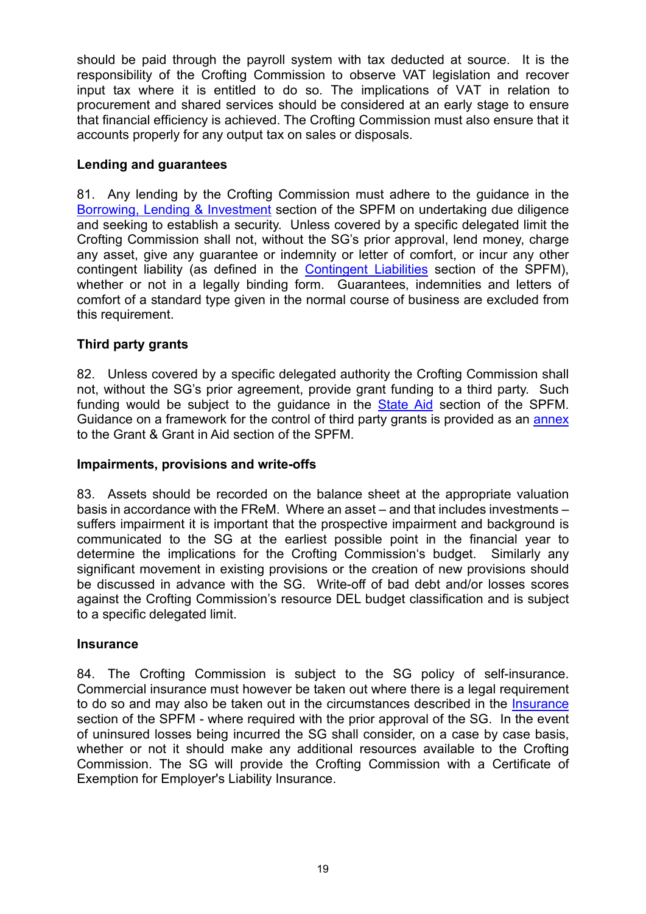should be paid through the payroll system with tax deducted at source. It is the responsibility of the Crofting Commission to observe VAT legislation and recover input tax where it is entitled to do so. The implications of VAT in relation to procurement and shared services should be considered at an early stage to ensure that financial efficiency is achieved. The Crofting Commission must also ensure that it accounts properly for any output tax on sales or disposals.

**Lending and guarantees**

81. Any lending by the Crofting Commission must adhere to the guidance in the Borrowing, Lending & Investment section of the SPFM on undertaking due diligence and seeking to establish a security. Unless covered by a specific delegated limit the Crofting Commission shall not, without the SG's prior approval, lend money, charge any asset, give any guarantee or indemnity or letter of comfort, or incur any other contingent liability (as defined in the Contingent Liabilities section of the SPFM), whether or not in a legally binding form. Guarantees, indemnities and letters of comfort of a standard type given in the normal course of business are excluded from this requirement.

**Third party grants**

82. Unless covered by a specific delegated authority the Crofting Commission shall not, without the SG's prior agreement, provide grant funding to a third party. Such funding would be subject to the guidance in the State Aid section of the SPFM. Guidance on a framework for the control of third party grants is provided as an annex to the Grant & Grant in Aid section of the SPFM.

**Impairments, provisions and write-offs**

83. Assets should be recorded on the balance sheet at the appropriate valuation basis in accordance with the FReM. Where an asset – and that includes investments – suffers impairment it is important that the prospective impairment and background is communicated to the SG at the earliest possible point in the financial year to determine the implications for the Crofting Commission's budget. Similarly any significant movement in existing provisions or the creation of new provisions should be discussed in advance with the SG. Write-off of bad debt and/or losses scores against the Crofting Commission's resource DEL budget classification and is subject to a specific delegated limit.

**Insurance**

84. The Crofting Commission is subject to the SG policy of self-insurance. Commercial insurance must however be taken out where there is a legal requirement to do so and may also be taken out in the circumstances described in the Insurance section of the SPFM - where required with the prior approval of the SG. In the event of uninsured losses being incurred the SG shall consider, on a case by case basis, whether or not it should make any additional resources available to the Crofting Commission. The SG will provide the Crofting Commission with a Certificate of Exemption for Employer's Liability Insurance.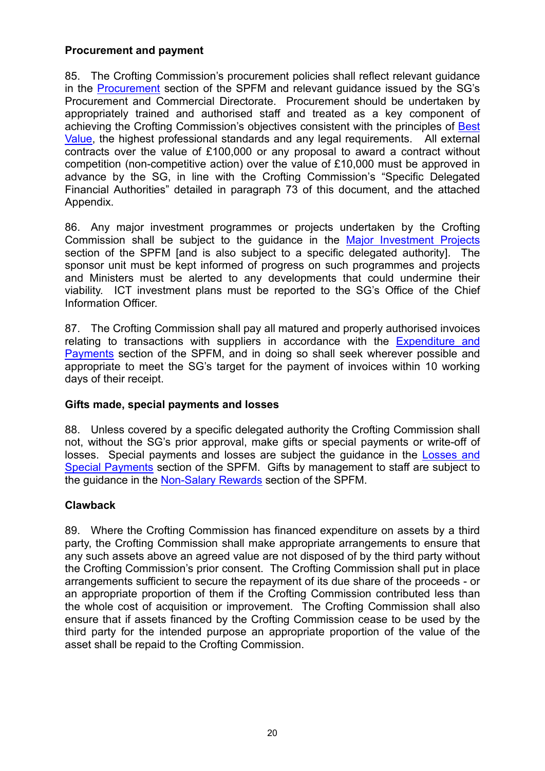**Procurement and payment**

85. The Crofting Commission's procurement policies shall reflect relevant guidance in the Procurement section of the SPFM and relevant guidance issued by the SG's Procurement and Commercial Directorate. Procurement should be undertaken by appropriately trained and authorised staff and treated as a key component of achieving the Crofting Commission's objectives consistent with the principles of Best Value, the highest professional standards and any legal requirements. All external contracts over the value of £100,000 or any proposal to award a contract without competition (non-competitive action) over the value of £10,000 must be approved in advance by the SG, in line with the Crofting Commission's "Specific Delegated Financial Authorities" detailed in paragraph 73 of this document, and the attached Appendix.

86. Any major investment programmes or projects undertaken by the Crofting Commission shall be subject to the guidance in the Major Investment Projects section of the SPFM [and is also subject to a specific delegated authority]. The sponsor unit must be kept informed of progress on such programmes and projects and Ministers must be alerted to any developments that could undermine their viability. ICT investment plans must be reported to the SG's Office of the Chief Information Officer.

87. The Crofting Commission shall pay all matured and properly authorised invoices relating to transactions with suppliers in accordance with the Expenditure and Payments section of the SPFM, and in doing so shall seek wherever possible and appropriate to meet the SG's target for the payment of invoices within 10 working days of their receipt.

**Gifts made, special payments and losses**

88. Unless covered by a specific delegated authority the Crofting Commission shall not, without the SG's prior approval, make gifts or special payments or write-off of losses. Special payments and losses are subject the guidance in the Losses and Special Payments section of the SPFM. Gifts by management to staff are subject to the guidance in the Non-Salary Rewards section of the SPFM.

**Clawback**

89. Where the Crofting Commission has financed expenditure on assets by a third party, the Crofting Commission shall make appropriate arrangements to ensure that any such assets above an agreed value are not disposed of by the third party without the Crofting Commission's prior consent. The Crofting Commission shall put in place arrangements sufficient to secure the repayment of its due share of the proceeds - or an appropriate proportion of them if the Crofting Commission contributed less than the whole cost of acquisition or improvement. The Crofting Commission shall also ensure that if assets financed by the Crofting Commission cease to be used by the third party for the intended purpose an appropriate proportion of the value of the asset shall be repaid to the Crofting Commission.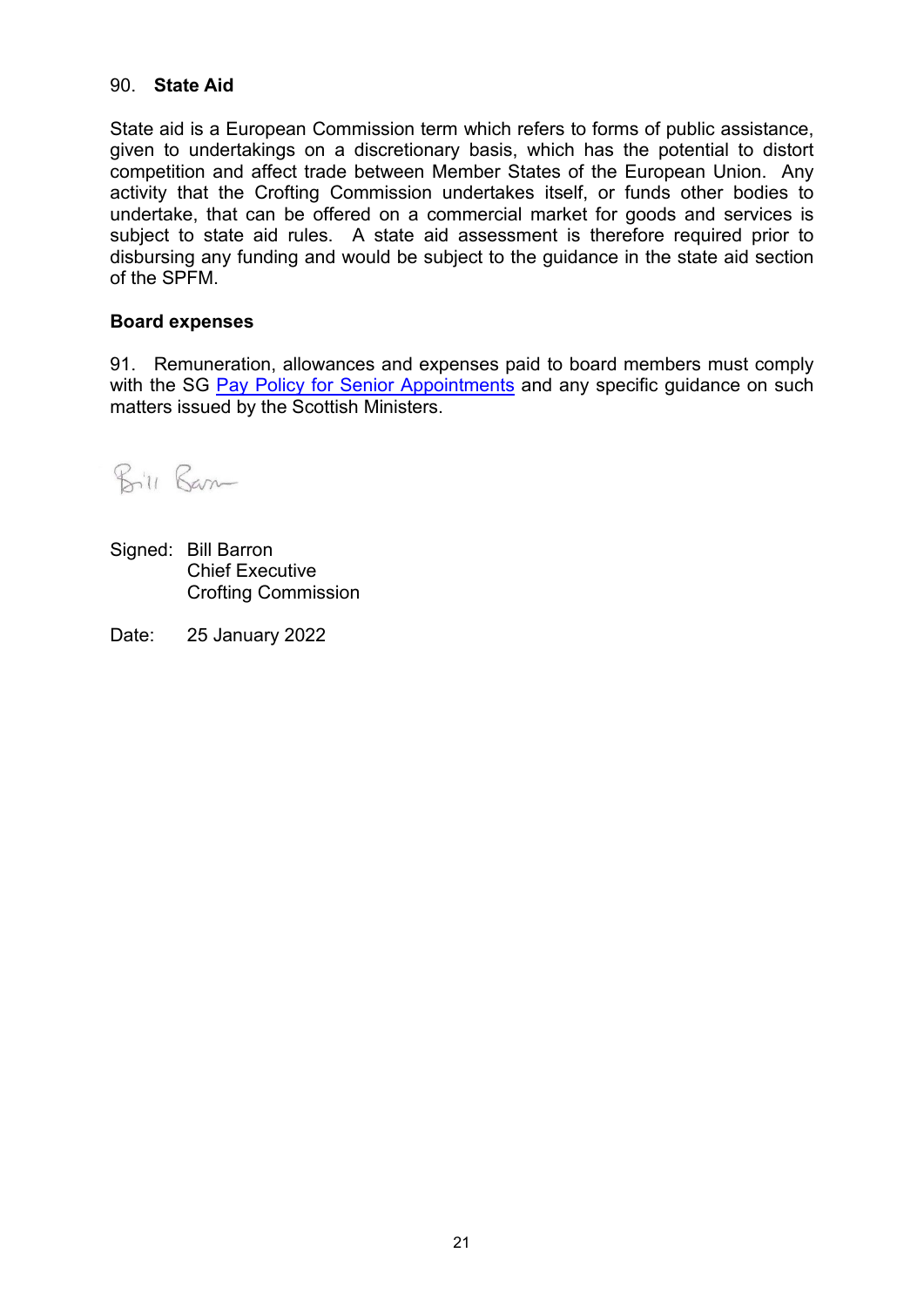90. **State Aid**

State aid is a European Commission term which refers to forms of public assistance, given to undertakings on a discretionary basis, which has the potential to distort competition and affect trade between Member States of the European Union. Any activity that the Crofting Commission undertakes itself, or funds other bodies to undertake, that can be offered on a commercial market for goods and services is subject to state aid rules. A state aid assessment is therefore required prior to disbursing any funding and would be subject to the guidance in the state aid section of the SPFM.

**Board expenses**

91. Remuneration, allowances and expenses paid to board members must comply with the SG Pay Policy for Senior Appointments and any specific guidance on such matters issued by the Scottish Ministers.

Signed: Bill Barron
Chief Executive
Crofting Commission

Date: 25 January 2022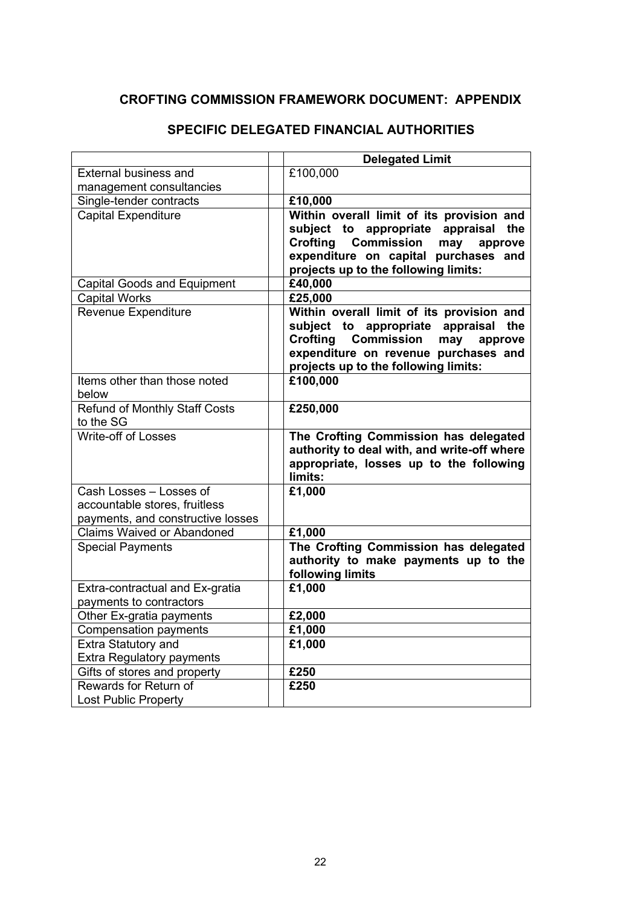## CROFTING COMMISSION FRAMEWORK DOCUMENT: APPENDIX

## SPECIFIC DELEGATED FINANCIAL AUTHORITIES

| | | Delegated Limit |
|---|---|---|
| External business and management consultancies | | £100,000 |
| Single-tender contracts | | **£10,000** |
| Capital Expenditure | | **Within overall limit of its provision and subject to appropriate appraisal the Crofting Commission may approve expenditure on capital purchases and projects up to the following limits:** |
| Capital Goods and Equipment | | **£40,000** |
| Capital Works | | **£25,000** |
| Revenue Expenditure | | **Within overall limit of its provision and subject to appropriate appraisal the Crofting Commission may approve expenditure on revenue purchases and projects up to the following limits:** |
| Items other than those noted below | | **£100,000** |
| Refund of Monthly Staff Costs to the SG | | **£250,000** |
| Write-off of Losses | | **The Crofting Commission has delegated authority to deal with, and write-off where appropriate, losses up to the following limits:** |
| Cash Losses – Losses of accountable stores, fruitless payments, and constructive losses | | **£1,000** |
| Claims Waived or Abandoned | | **£1,000** |
| Special Payments | | **The Crofting Commission has delegated authority to make payments up to the following limits** |
| Extra-contractual and Ex-gratia payments to contractors | | **£1,000** |
| Other Ex-gratia payments | | **£2,000** |
| Compensation payments | | **£1,000** |
| Extra Statutory and Extra Regulatory payments | | **£1,000** |
| Gifts of stores and property | | **£250** |
| Rewards for Return of Lost Public Property | | **£250** |